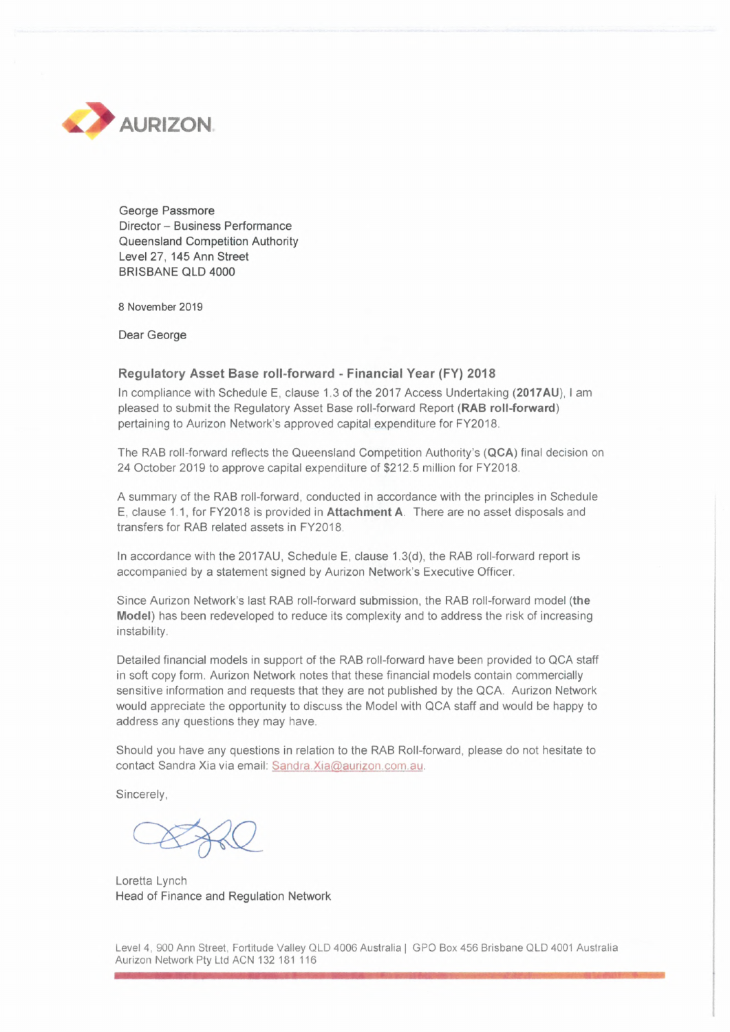AURIZON

George Passmore
Director – Business Performance
Queensland Competition Authority
Level 27, 145 Ann Street
BRISBANE QLD 4000

8 November 2019

Dear George

## Regulatory Asset Base roll-forward - Financial Year (FY) 2018

In compliance with Schedule E, clause 1.3 of the 2017 Access Undertaking (**2017AU**), I am pleased to submit the Regulatory Asset Base roll-forward Report (**RAB roll-forward**) pertaining to Aurizon Network's approved capital expenditure for FY2018.

The RAB roll-forward reflects the Queensland Competition Authority's (**QCA**) final decision on 24 October 2019 to approve capital expenditure of $212.5 million for FY2018.

A summary of the RAB roll-forward, conducted in accordance with the principles in Schedule E, clause 1.1, for FY2018 is provided in **Attachment A**. There are no asset disposals and transfers for RAB related assets in FY2018.

In accordance with the 2017AU, Schedule E, clause 1.3(d), the RAB roll-forward report is accompanied by a statement signed by Aurizon Network's Executive Officer.

Since Aurizon Network's last RAB roll-forward submission, the RAB roll-forward model (**the Model**) has been redeveloped to reduce its complexity and to address the risk of increasing instability.

Detailed financial models in support of the RAB roll-forward have been provided to QCA staff in soft copy form. Aurizon Network notes that these financial models contain commercially sensitive information and requests that they are not published by the QCA. Aurizon Network would appreciate the opportunity to discuss the Model with QCA staff and would be happy to address any questions they may have.

Should you have any questions in relation to the RAB Roll-forward, please do not hesitate to contact Sandra Xia via email: Sandra.Xia@aurizon.com.au.

Sincerely,

Loretta Lynch
Head of Finance and Regulation Network

Level 4, 900 Ann Street, Fortitude Valley QLD 4006 Australia | GPO Box 456 Brisbane QLD 4001 Australia
Aurizon Network Pty Ltd ACN 132 181 116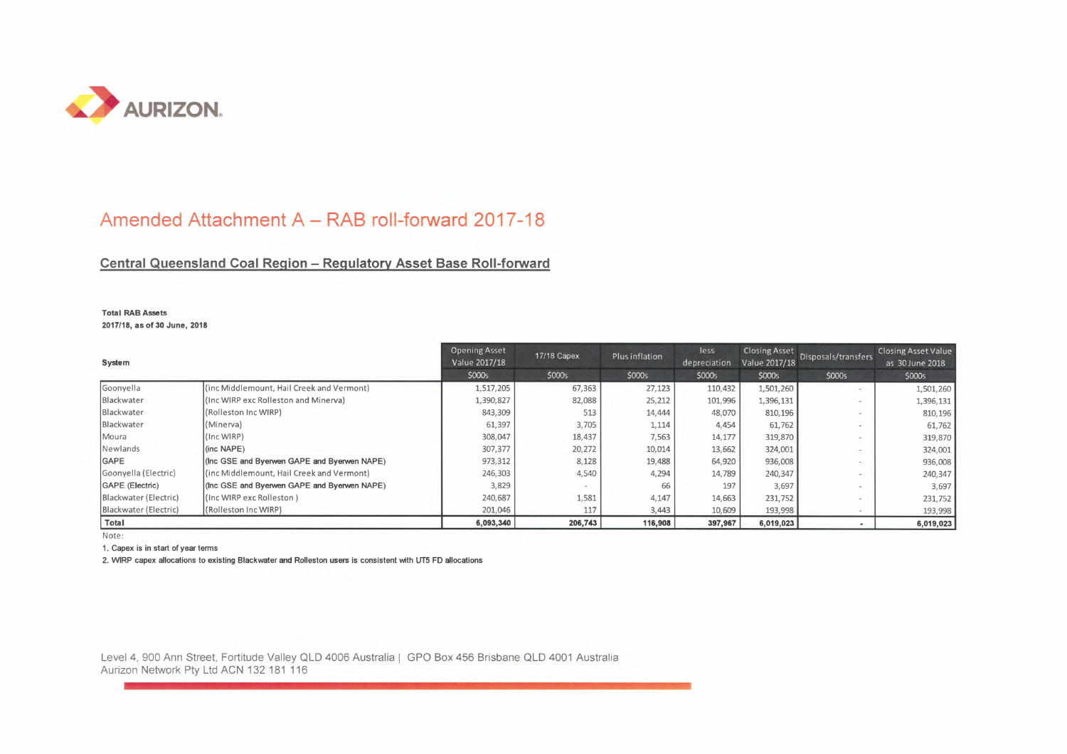# Amended Attachment A – RAB roll-forward 2017-18

## Central Queensland Coal Region – Regulatory Asset Base Roll-forward

**Total RAB Assets**
**2017/18, as of 30 June, 2018**

| System | | Opening Asset Value 2017/18 | 17/18 Capex | Plus inflation | less depreciation | Closing Asset Value 2017/18 | Disposals/transfers | Closing Asset Value as 30 June 2018 |
|---|---|---|---|---|---|---|---|---|
| | | $000s | $000s | $000s | $000s | $000s | $000s | $000s |
| Goonyella | (inc Middlemount, Hail Creek and Vermont) | 1,517,205 | 67,363 | 27,123 | 110,432 | 1,501,260 | - | 1,501,260 |
| Blackwater | (Inc WIRP exc Rolleston and Minerva) | 1,390,827 | 82,088 | 25,212 | 101,996 | 1,396,131 | - | 1,396,131 |
| Blackwater | (Rolleston Inc WIRP) | 843,309 | 513 | 14,444 | 48,070 | 810,196 | - | 810,196 |
| Blackwater | (Minerva) | 61,397 | 3,705 | 1,114 | 4,454 | 61,762 | - | 61,762 |
| Moura | (Inc WIRP) | 308,047 | 18,437 | 7,563 | 14,177 | 319,870 | - | 319,870 |
| Newlands | (inc NAPE) | 307,377 | 20,272 | 10,014 | 13,662 | 324,001 | - | 324,001 |
| GAPE | (Inc GSE and Byerwen GAPE and Byerwen NAPE) | 973,312 | 8,128 | 19,488 | 64,920 | 936,008 | - | 936,008 |
| Goonyella (Electric) | (inc Middlemount, Hail Creek and Vermont) | 246,303 | 4,540 | 4,294 | 14,789 | 240,347 | - | 240,347 |
| GAPE (Electric) | (Inc GSE and Byerwen GAPE and Byerwen NAPE) | 3,829 | - | 66 | 197 | 3,697 | - | 3,697 |
| Blackwater (Electric) | (Inc WIRP exc Rolleston ) | 240,687 | 1,581 | 4,147 | 14,663 | 231,752 | - | 231,752 |
| Blackwater (Electric) | (Rolleston Inc WIRP) | 201,046 | 117 | 3,443 | 10,609 | 193,998 | - | 193,998 |
| **Total** | | **6,093,340** | **206,743** | **116,908** | **397,967** | **6,019,023** | **-** | **6,019,023** |

Note:

1. Capex is in start of year terms
2. WIRP capex allocations to existing Blackwater and Rolleston users is consistent with UT5 FD allocations

Level 4, 900 Ann Street, Fortitude Valley QLD 4006 Australia | GPO Box 456 Brisbane QLD 4001 Australia
Aurizon Network Pty Ltd ACN 132 181 116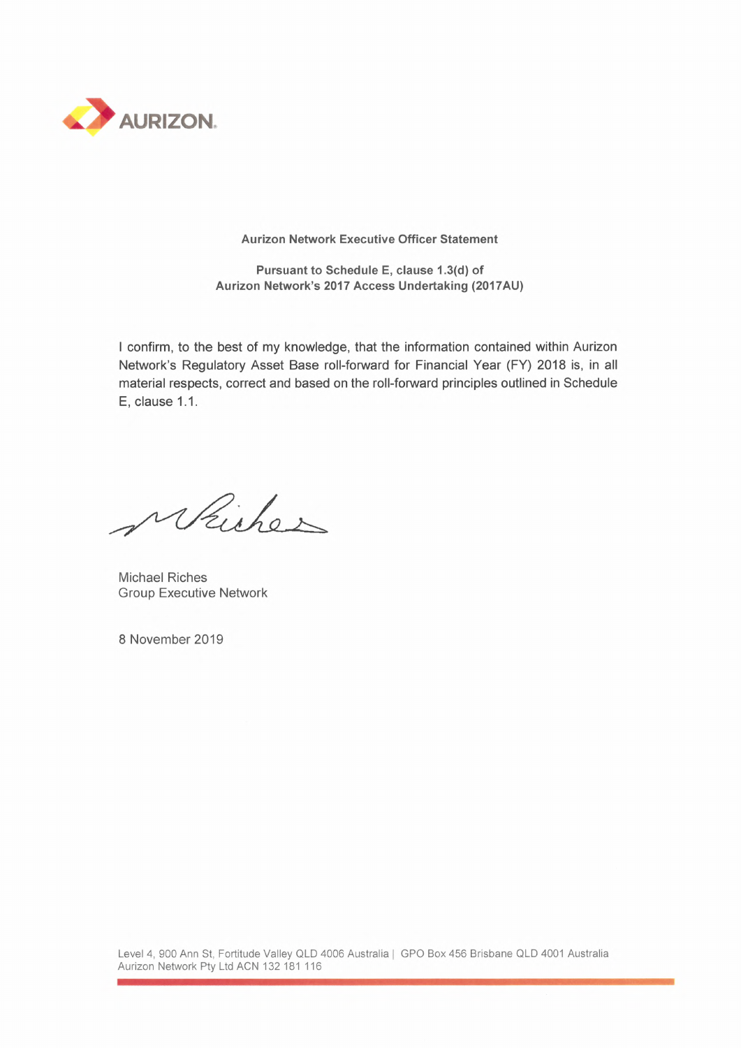AURIZON.

**Aurizon Network Executive Officer Statement**

**Pursuant to Schedule E, clause 1.3(d) of**
**Aurizon Network's 2017 Access Undertaking (2017AU)**

I confirm, to the best of my knowledge, that the information contained within Aurizon Network's Regulatory Asset Base roll-forward for Financial Year (FY) 2018 is, in all material respects, correct and based on the roll-forward principles outlined in Schedule E, clause 1.1.

Michael Riches
Group Executive Network

8 November 2019

Level 4, 900 Ann St, Fortitude Valley QLD 4006 Australia | GPO Box 456 Brisbane QLD 4001 Australia
Aurizon Network Pty Ltd ACN 132 181 116